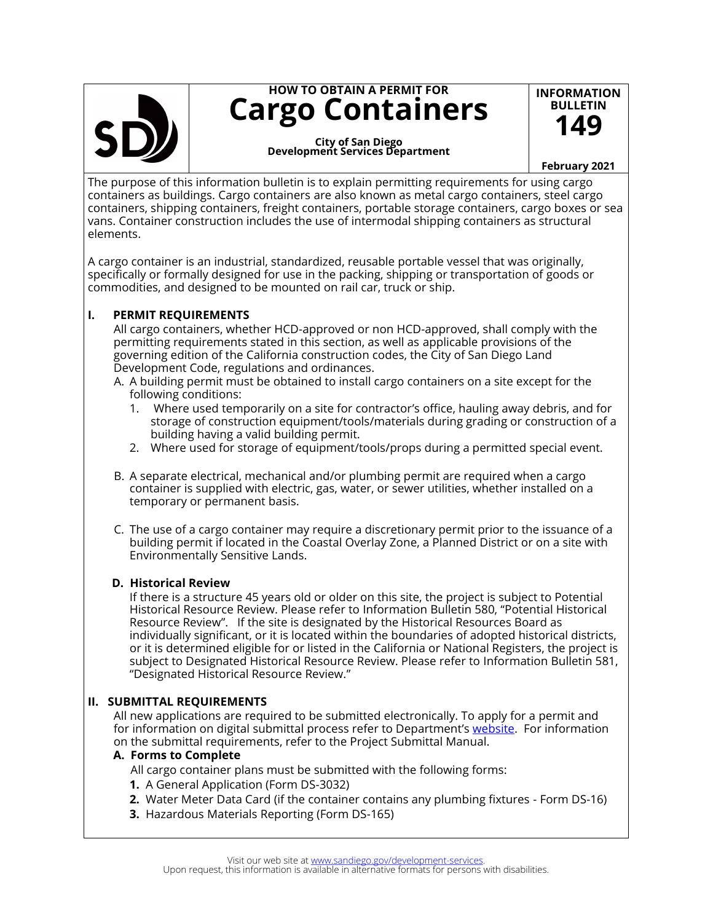HOW TO OBTAIN A PERMIT FOR

# Cargo Containers

**City of San Diego**
**Development Services Department**

**INFORMATION BULLETIN 149**

**February 2021**

The purpose of this information bulletin is to explain permitting requirements for using cargo containers as buildings. Cargo containers are also known as metal cargo containers, steel cargo containers, shipping containers, freight containers, portable storage containers, cargo boxes or sea vans. Container construction includes the use of intermodal shipping containers as structural elements.

A cargo container is an industrial, standardized, reusable portable vessel that was originally, specifically or formally designed for use in the packing, shipping or transportation of goods or commodities, and designed to be mounted on rail car, truck or ship.

## I. PERMIT REQUIREMENTS

All cargo containers, whether HCD-approved or non HCD-approved, shall comply with the permitting requirements stated in this section, as well as applicable provisions of the governing edition of the California construction codes, the City of San Diego Land Development Code, regulations and ordinances.

A. A building permit must be obtained to install cargo containers on a site except for the following conditions:
   1. Where used temporarily on a site for contractor's office, hauling away debris, and for storage of construction equipment/tools/materials during grading or construction of a building having a valid building permit.
   2. Where used for storage of equipment/tools/props during a permitted special event.

B. A separate electrical, mechanical and/or plumbing permit are required when a cargo container is supplied with electric, gas, water, or sewer utilities, whether installed on a temporary or permanent basis.

C. The use of a cargo container may require a discretionary permit prior to the issuance of a building permit if located in the Coastal Overlay Zone, a Planned District or on a site with Environmentally Sensitive Lands.

### D. Historical Review

If there is a structure 45 years old or older on this site, the project is subject to Potential Historical Resource Review. Please refer to Information Bulletin 580, "Potential Historical Resource Review". If the site is designated by the Historical Resources Board as individually significant, or it is located within the boundaries of adopted historical districts, or it is determined eligible for or listed in the California or National Registers, the project is subject to Designated Historical Resource Review. Please refer to Information Bulletin 581, "Designated Historical Resource Review."

## II. SUBMITTAL REQUIREMENTS

All new applications are required to be submitted electronically. To apply for a permit and for information on digital submittal process refer to Department's website. For information on the submittal requirements, refer to the Project Submittal Manual.

### A. Forms to Complete

All cargo container plans must be submitted with the following forms:

1. A General Application (Form DS-3032)
2. Water Meter Data Card (if the container contains any plumbing fixtures - Form DS-16)
3. Hazardous Materials Reporting (Form DS-165)

Visit our web site at www.sandiego.gov/development-services.
Upon request, this information is available in alternative formats for persons with disabilities.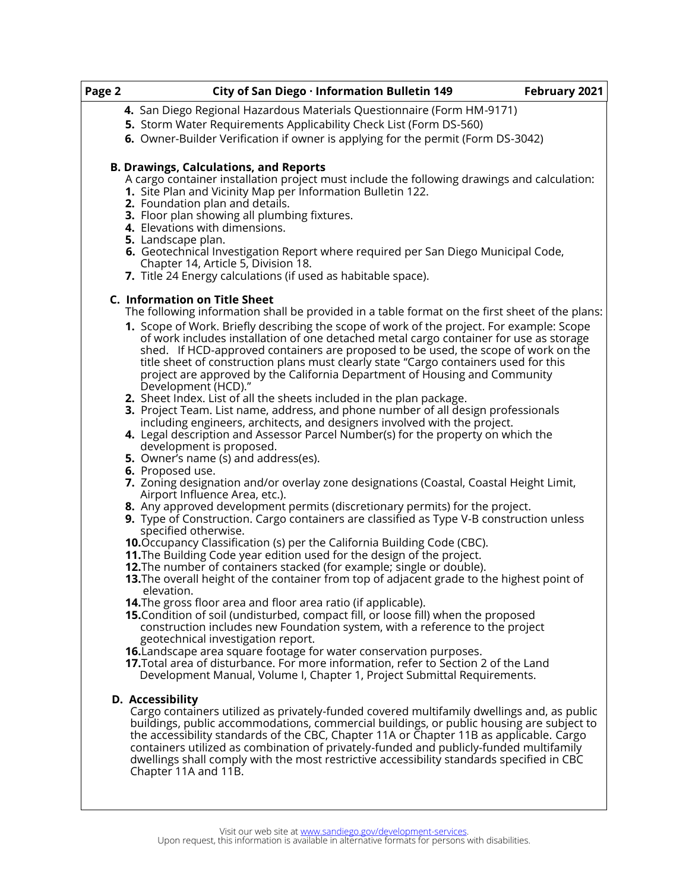4. San Diego Regional Hazardous Materials Questionnaire (Form HM-9171)
5. Storm Water Requirements Applicability Check List (Form DS-560)
6. Owner-Builder Verification if owner is applying for the permit (Form DS-3042)

### B. Drawings, Calculations, and Reports

A cargo container installation project must include the following drawings and calculation:

1. Site Plan and Vicinity Map per Information Bulletin 122.
2. Foundation plan and details.
3. Floor plan showing all plumbing fixtures.
4. Elevations with dimensions.
5. Landscape plan.
6. Geotechnical Investigation Report where required per San Diego Municipal Code, Chapter 14, Article 5, Division 18.
7. Title 24 Energy calculations (if used as habitable space).

### C. Information on Title Sheet

The following information shall be provided in a table format on the first sheet of the plans:

1. Scope of Work. Briefly describing the scope of work of the project. For example: Scope of work includes installation of one detached metal cargo container for use as storage shed. If HCD-approved containers are proposed to be used, the scope of work on the title sheet of construction plans must clearly state "Cargo containers used for this project are approved by the California Department of Housing and Community Development (HCD)."
2. Sheet Index. List of all the sheets included in the plan package.
3. Project Team. List name, address, and phone number of all design professionals including engineers, architects, and designers involved with the project.
4. Legal description and Assessor Parcel Number(s) for the property on which the development is proposed.
5. Owner's name (s) and address(es).
6. Proposed use.
7. Zoning designation and/or overlay zone designations (Coastal, Coastal Height Limit, Airport Influence Area, etc.).
8. Any approved development permits (discretionary permits) for the project.
9. Type of Construction. Cargo containers are classified as Type V-B construction unless specified otherwise.
10. Occupancy Classification (s) per the California Building Code (CBC).
11. The Building Code year edition used for the design of the project.
12. The number of containers stacked (for example; single or double).
13. The overall height of the container from top of adjacent grade to the highest point of elevation.
14. The gross floor area and floor area ratio (if applicable).
15. Condition of soil (undisturbed, compact fill, or loose fill) when the proposed construction includes new Foundation system, with a reference to the project geotechnical investigation report.
16. Landscape area square footage for water conservation purposes.
17. Total area of disturbance. For more information, refer to Section 2 of the Land Development Manual, Volume I, Chapter 1, Project Submittal Requirements.

### D. Accessibility

Cargo containers utilized as privately-funded covered multifamily dwellings and, as public buildings, public accommodations, commercial buildings, or public housing are subject to the accessibility standards of the CBC, Chapter 11A or Chapter 11B as applicable. Cargo containers utilized as combination of privately-funded and publicly-funded multifamily dwellings shall comply with the most restrictive accessibility standards specified in CBC Chapter 11A and 11B.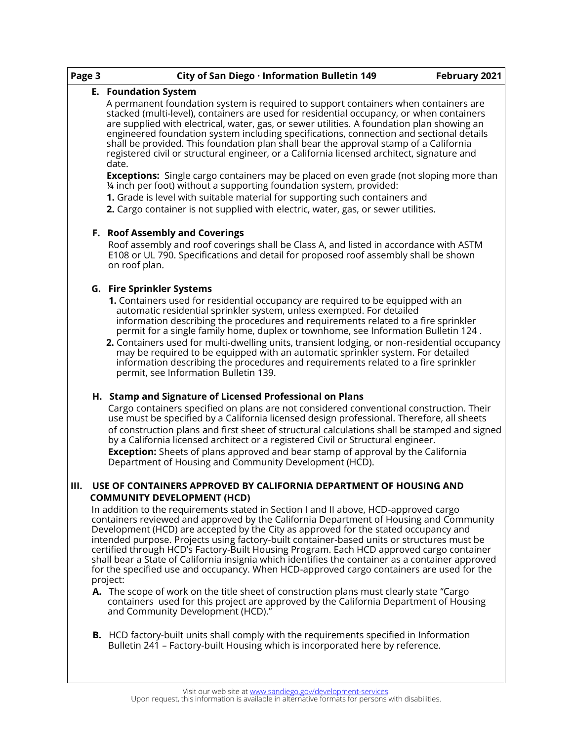### E. Foundation System

A permanent foundation system is required to support containers when containers are stacked (multi-level), containers are used for residential occupancy, or when containers are supplied with electrical, water, gas, or sewer utilities. A foundation plan showing an engineered foundation system including specifications, connection and sectional details shall be provided. This foundation plan shall bear the approval stamp of a California registered civil or structural engineer, or a California licensed architect, signature and date.

**Exceptions:** Single cargo containers may be placed on even grade (not sloping more than ¼ inch per foot) without a supporting foundation system, provided:

**1.** Grade is level with suitable material for supporting such containers and

**2.** Cargo container is not supplied with electric, water, gas, or sewer utilities.

### F. Roof Assembly and Coverings

Roof assembly and roof coverings shall be Class A, and listed in accordance with ASTM E108 or UL 790. Specifications and detail for proposed roof assembly shall be shown on roof plan.

### G. Fire Sprinkler Systems

**1.** Containers used for residential occupancy are required to be equipped with an automatic residential sprinkler system, unless exempted. For detailed information describing the procedures and requirements related to a fire sprinkler permit for a single family home, duplex or townhome, see Information Bulletin 124 .

**2.** Containers used for multi-dwelling units, transient lodging, or non-residential occupancy may be required to be equipped with an automatic sprinkler system. For detailed information describing the procedures and requirements related to a fire sprinkler permit, see Information Bulletin 139.

### H. Stamp and Signature of Licensed Professional on Plans

Cargo containers specified on plans are not considered conventional construction. Their use must be specified by a California licensed design professional. Therefore, all sheets of construction plans and first sheet of structural calculations shall be stamped and signed by a California licensed architect or a registered Civil or Structural engineer.

**Exception:** Sheets of plans approved and bear stamp of approval by the California Department of Housing and Community Development (HCD).

## III. USE OF CONTAINERS APPROVED BY CALIFORNIA DEPARTMENT OF HOUSING AND COMMUNITY DEVELOPMENT (HCD)

In addition to the requirements stated in Section I and II above, HCD-approved cargo containers reviewed and approved by the California Department of Housing and Community Development (HCD) are accepted by the City as approved for the stated occupancy and intended purpose. Projects using factory-built container-based units or structures must be certified through HCD's Factory-Built Housing Program. Each HCD approved cargo container shall bear a State of California insignia which identifies the container as a container approved for the specified use and occupancy. When HCD-approved cargo containers are used for the project:

**A.** The scope of work on the title sheet of construction plans must clearly state "Cargo containers used for this project are approved by the California Department of Housing and Community Development (HCD)."

**B.** HCD factory-built units shall comply with the requirements specified in Information Bulletin 241 – Factory-built Housing which is incorporated here by reference.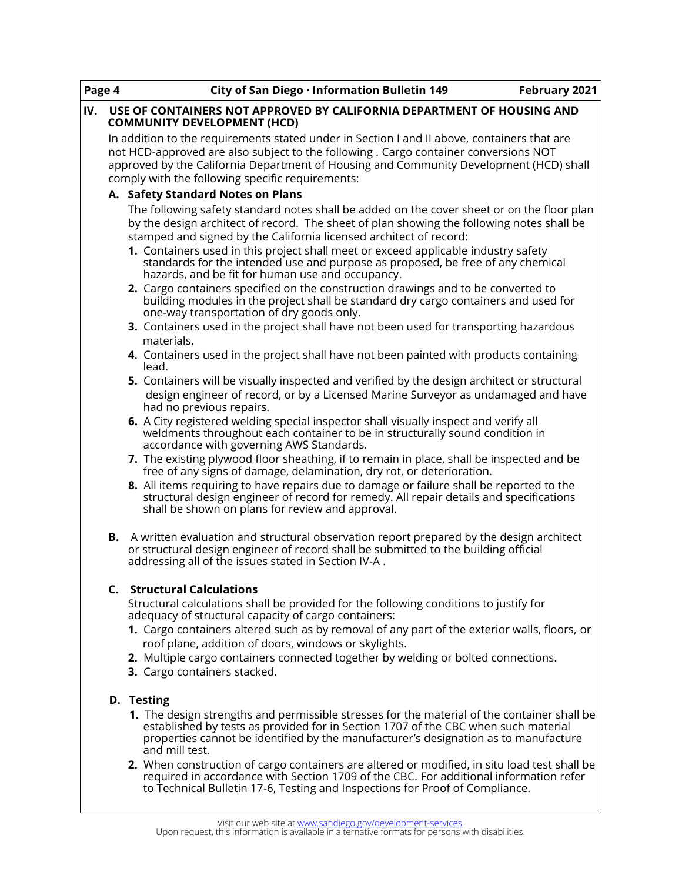## IV. USE OF CONTAINERS NOT APPROVED BY CALIFORNIA DEPARTMENT OF HOUSING AND COMMUNITY DEVELOPMENT (HCD)

In addition to the requirements stated under in Section I and II above, containers that are not HCD-approved are also subject to the following . Cargo container conversions NOT approved by the California Department of Housing and Community Development (HCD) shall comply with the following specific requirements:

### A. Safety Standard Notes on Plans

The following safety standard notes shall be added on the cover sheet or on the floor plan by the design architect of record. The sheet of plan showing the following notes shall be stamped and signed by the California licensed architect of record:

1. Containers used in this project shall meet or exceed applicable industry safety standards for the intended use and purpose as proposed, be free of any chemical hazards, and be fit for human use and occupancy.
2. Cargo containers specified on the construction drawings and to be converted to building modules in the project shall be standard dry cargo containers and used for one-way transportation of dry goods only.
3. Containers used in the project shall have not been used for transporting hazardous materials.
4. Containers used in the project shall have not been painted with products containing lead.
5. Containers will be visually inspected and verified by the design architect or structural design engineer of record, or by a Licensed Marine Surveyor as undamaged and have had no previous repairs.
6. A City registered welding special inspector shall visually inspect and verify all weldments throughout each container to be in structurally sound condition in accordance with governing AWS Standards.
7. The existing plywood floor sheathing, if to remain in place, shall be inspected and be free of any signs of damage, delamination, dry rot, or deterioration.
8. All items requiring to have repairs due to damage or failure shall be reported to the structural design engineer of record for remedy. All repair details and specifications shall be shown on plans for review and approval.

**B.** A written evaluation and structural observation report prepared by the design architect or structural design engineer of record shall be submitted to the building official addressing all of the issues stated in Section IV-A .

### C. Structural Calculations

Structural calculations shall be provided for the following conditions to justify for adequacy of structural capacity of cargo containers:

1. Cargo containers altered such as by removal of any part of the exterior walls, floors, or roof plane, addition of doors, windows or skylights.
2. Multiple cargo containers connected together by welding or bolted connections.
3. Cargo containers stacked.

### D. Testing

1. The design strengths and permissible stresses for the material of the container shall be established by tests as provided for in Section 1707 of the CBC when such material properties cannot be identified by the manufacturer's designation as to manufacture and mill test.
2. When construction of cargo containers are altered or modified, in situ load test shall be required in accordance with Section 1709 of the CBC. For additional information refer to Technical Bulletin 17-6, Testing and Inspections for Proof of Compliance.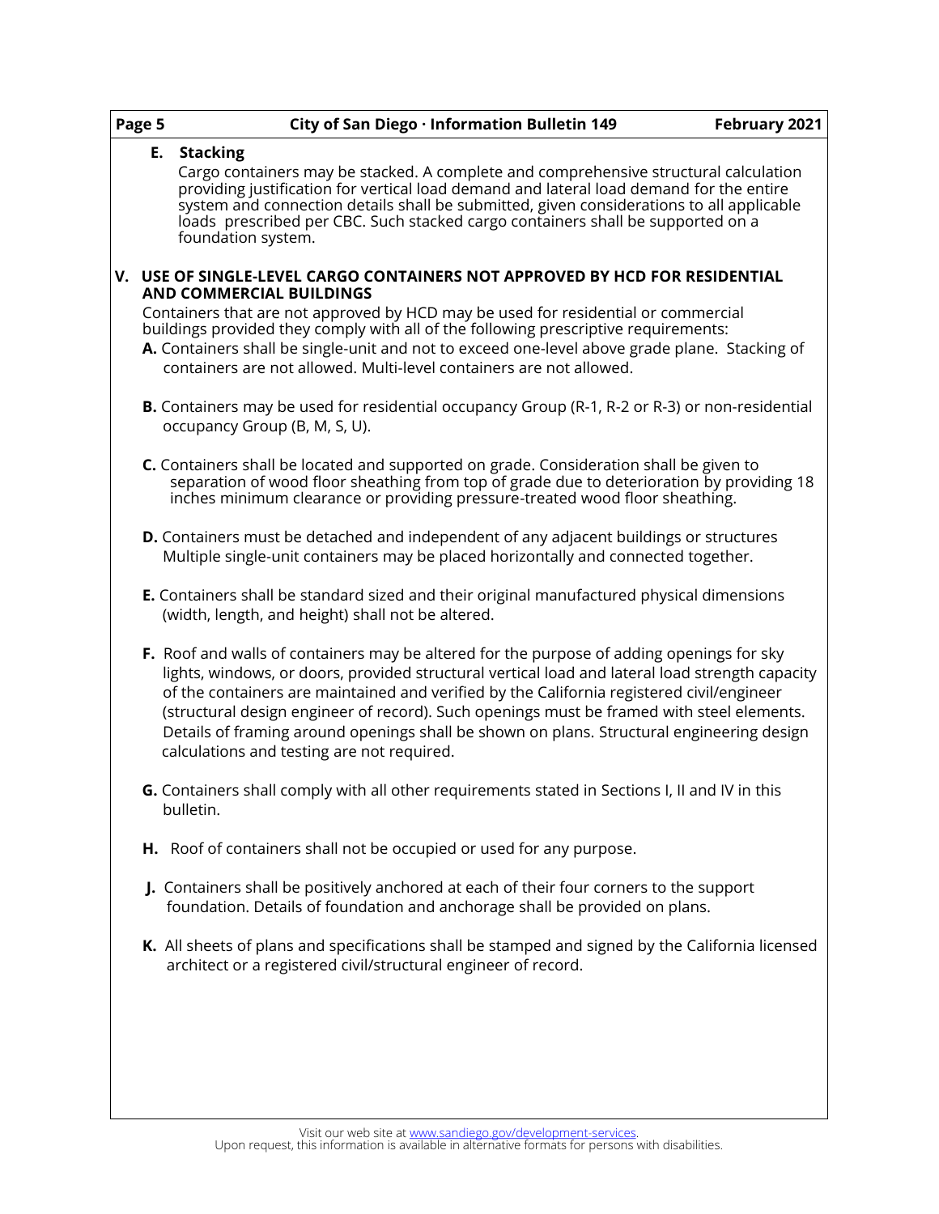**E. Stacking**

Cargo containers may be stacked. A complete and comprehensive structural calculation providing justification for vertical load demand and lateral load demand for the entire system and connection details shall be submitted, given considerations to all applicable loads prescribed per CBC. Such stacked cargo containers shall be supported on a foundation system.

## V. USE OF SINGLE-LEVEL CARGO CONTAINERS NOT APPROVED BY HCD FOR RESIDENTIAL AND COMMERCIAL BUILDINGS

Containers that are not approved by HCD may be used for residential or commercial buildings provided they comply with all of the following prescriptive requirements:

**A.** Containers shall be single-unit and not to exceed one-level above grade plane. Stacking of containers are not allowed. Multi-level containers are not allowed.

**B.** Containers may be used for residential occupancy Group (R-1, R-2 or R-3) or non-residential occupancy Group (B, M, S, U).

**C.** Containers shall be located and supported on grade. Consideration shall be given to separation of wood floor sheathing from top of grade due to deterioration by providing 18 inches minimum clearance or providing pressure-treated wood floor sheathing.

**D.** Containers must be detached and independent of any adjacent buildings or structures Multiple single-unit containers may be placed horizontally and connected together.

**E.** Containers shall be standard sized and their original manufactured physical dimensions (width, length, and height) shall not be altered.

**F.** Roof and walls of containers may be altered for the purpose of adding openings for sky lights, windows, or doors, provided structural vertical load and lateral load strength capacity of the containers are maintained and verified by the California registered civil/engineer (structural design engineer of record). Such openings must be framed with steel elements. Details of framing around openings shall be shown on plans. Structural engineering design calculations and testing are not required.

**G.** Containers shall comply with all other requirements stated in Sections I, II and IV in this bulletin.

**H.** Roof of containers shall not be occupied or used for any purpose.

**J.** Containers shall be positively anchored at each of their four corners to the support foundation. Details of foundation and anchorage shall be provided on plans.

**K.** All sheets of plans and specifications shall be stamped and signed by the California licensed architect or a registered civil/structural engineer of record.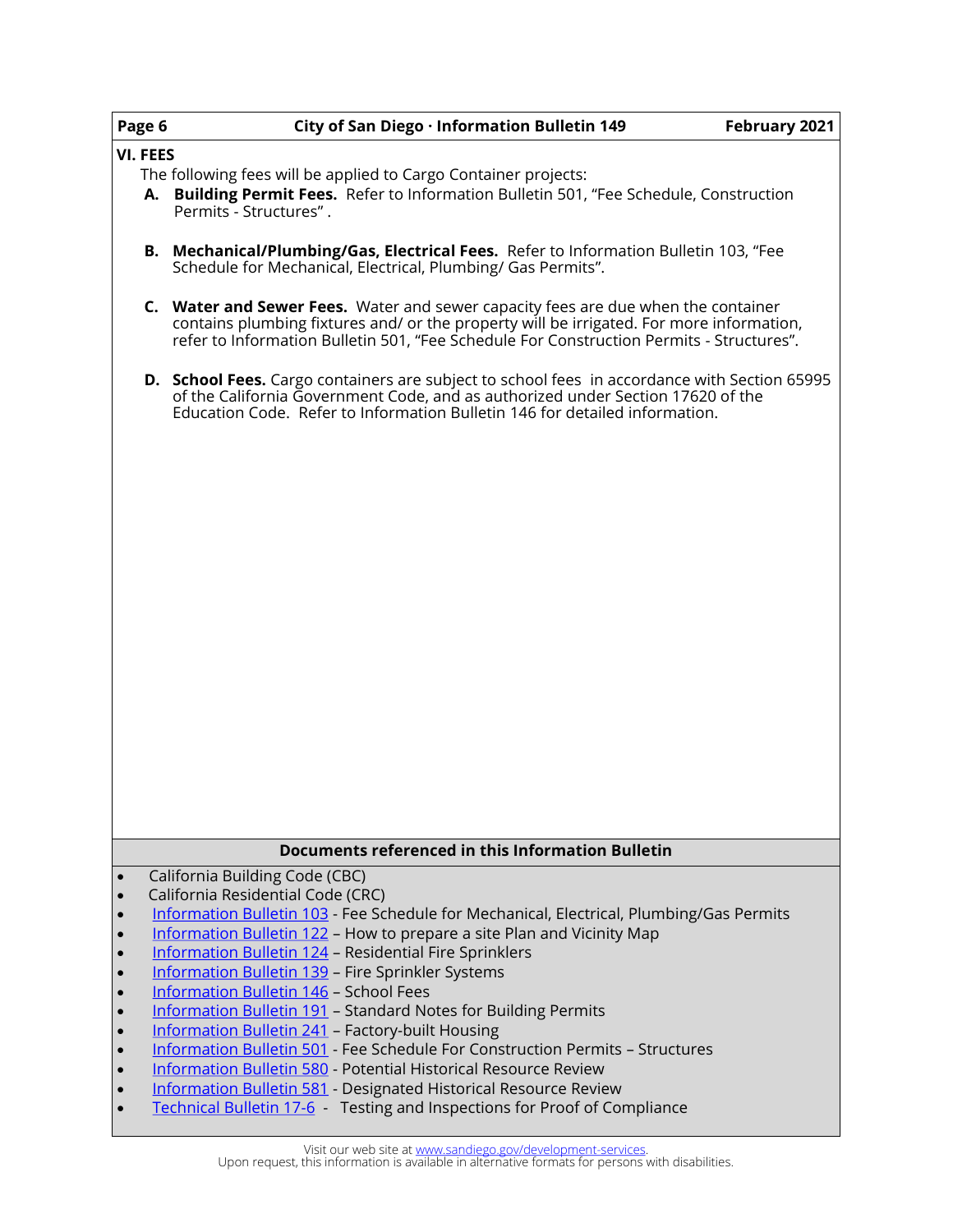## VI. FEES

The following fees will be applied to Cargo Container projects:

**A. Building Permit Fees.** Refer to Information Bulletin 501, "Fee Schedule, Construction Permits - Structures" .

**B. Mechanical/Plumbing/Gas, Electrical Fees.** Refer to Information Bulletin 103, "Fee Schedule for Mechanical, Electrical, Plumbing/ Gas Permits".

**C. Water and Sewer Fees.** Water and sewer capacity fees are due when the container contains plumbing fixtures and/ or the property will be irrigated. For more information, refer to Information Bulletin 501, "Fee Schedule For Construction Permits - Structures".

**D. School Fees.** Cargo containers are subject to school fees in accordance with Section 65995 of the California Government Code, and as authorized under Section 17620 of the Education Code. Refer to Information Bulletin 146 for detailed information.

### Documents referenced in this Information Bulletin

- California Building Code (CBC)
- California Residential Code (CRC)
- Information Bulletin 103 - Fee Schedule for Mechanical, Electrical, Plumbing/Gas Permits
- Information Bulletin 122 – How to prepare a site Plan and Vicinity Map
- Information Bulletin 124 – Residential Fire Sprinklers
- Information Bulletin 139 – Fire Sprinkler Systems
- Information Bulletin 146 – School Fees
- Information Bulletin 191 – Standard Notes for Building Permits
- Information Bulletin 241 – Factory-built Housing
- Information Bulletin 501 - Fee Schedule For Construction Permits – Structures
- Information Bulletin 580 - Potential Historical Resource Review
- Information Bulletin 581 - Designated Historical Resource Review
- Technical Bulletin 17-6 - Testing and Inspections for Proof of Compliance